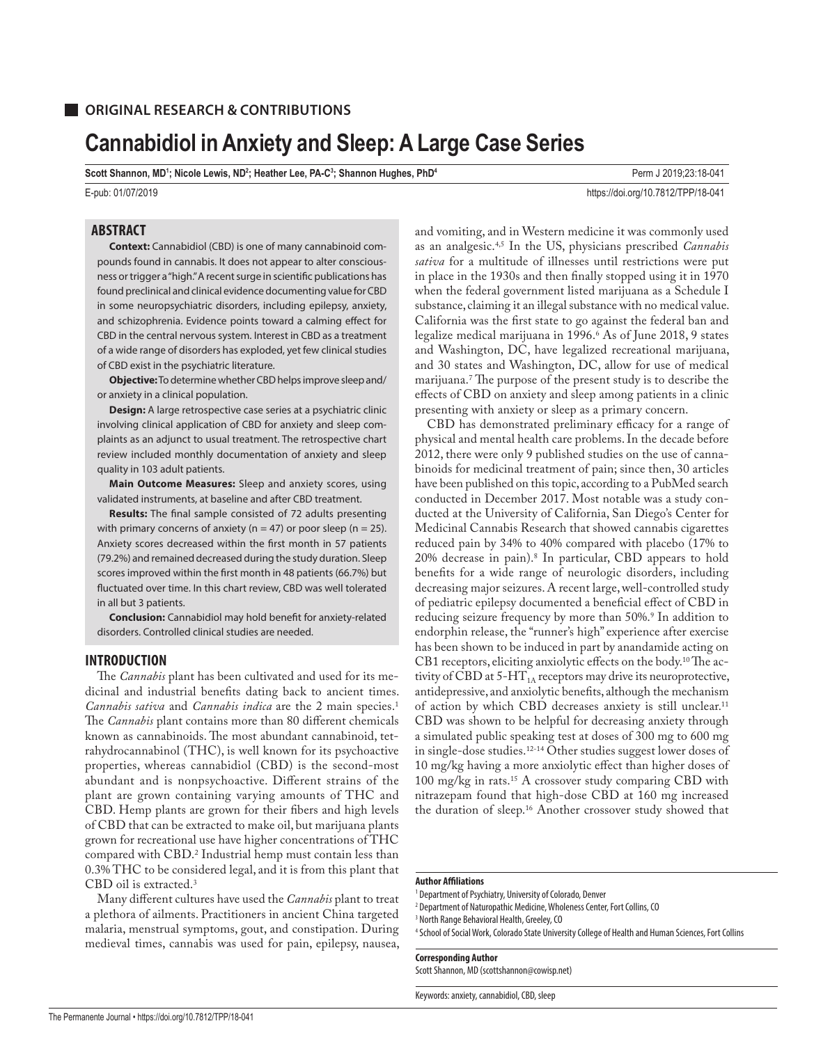## ORIGINAL RESEARCH & CONTRIBUTIONS

# Cannabidiol in Anxiety and Sleep: A Large Case Series

**Scott Shannon, MD[1]; Nicole Lewis, ND[2]; Heather Lee, PA-C[3]; Shannon Hughes, PhD[4]**

E-pub: 01/07/2019

https://doi.org/10.7812/TPP/18-041

## ABSTRACT

**Context:** Cannabidiol (CBD) is one of many cannabinoid compounds found in cannabis. It does not appear to alter consciousness or trigger a "high." A recent surge in scientific publications has found preclinical and clinical evidence documenting value for CBD in some neuropsychiatric disorders, including epilepsy, anxiety, and schizophrenia. Evidence points toward a calming effect for CBD in the central nervous system. Interest in CBD as a treatment of a wide range of disorders has exploded, yet few clinical studies of CBD exist in the psychiatric literature.

**Objective:** To determine whether CBD helps improve sleep and/or anxiety in a clinical population.

**Design:** A large retrospective case series at a psychiatric clinic involving clinical application of CBD for anxiety and sleep complaints as an adjunct to usual treatment. The retrospective chart review included monthly documentation of anxiety and sleep quality in 103 adult patients.

**Main Outcome Measures:** Sleep and anxiety scores, using validated instruments, at baseline and after CBD treatment.

**Results:** The final sample consisted of 72 adults presenting with primary concerns of anxiety (n = 47) or poor sleep (n = 25). Anxiety scores decreased within the first month in 57 patients (79.2%) and remained decreased during the study duration. Sleep scores improved within the first month in 48 patients (66.7%) but fluctuated over time. In this chart review, CBD was well tolerated in all but 3 patients.

**Conclusion:** Cannabidiol may hold benefit for anxiety-related disorders. Controlled clinical studies are needed.

## INTRODUCTION

The *Cannabis* plant has been cultivated and used for its medicinal and industrial benefits dating back to ancient times. *Cannabis sativa* and *Cannabis indica* are the 2 main species.[1] The *Cannabis* plant contains more than 80 different chemicals known as cannabinoids. The most abundant cannabinoid, tetrahydrocannabinol (THC), is well known for its psychoactive properties, whereas cannabidiol (CBD) is the second-most abundant and is nonpsychoactive. Different strains of the plant are grown containing varying amounts of THC and CBD. Hemp plants are grown for their fibers and high levels of CBD that can be extracted to make oil, but marijuana plants grown for recreational use have higher concentrations of THC compared with CBD.[2] Industrial hemp must contain less than 0.3% THC to be considered legal, and it is from this plant that CBD oil is extracted.[3]

Many different cultures have used the *Cannabis* plant to treat a plethora of ailments. Practitioners in ancient China targeted malaria, menstrual symptoms, gout, and constipation. During medieval times, cannabis was used for pain, epilepsy, nausea, and vomiting, and in Western medicine it was commonly used as an analgesic.[4,5] In the US, physicians prescribed *Cannabis sativa* for a multitude of illnesses until restrictions were put in place in the 1930s and then finally stopped using it in 1970 when the federal government listed marijuana as a Schedule I substance, claiming it an illegal substance with no medical value. California was the first state to go against the federal ban and legalize medical marijuana in 1996.[6] As of June 2018, 9 states and Washington, DC, have legalized recreational marijuana, and 30 states and Washington, DC, allow for use of medical marijuana.[7] The purpose of the present study is to describe the effects of CBD on anxiety and sleep among patients in a clinic presenting with anxiety or sleep as a primary concern.

CBD has demonstrated preliminary efficacy for a range of physical and mental health care problems. In the decade before 2012, there were only 9 published studies on the use of cannabinoids for medicinal treatment of pain; since then, 30 articles have been published on this topic, according to a PubMed search conducted in December 2017. Most notable was a study conducted at the University of California, San Diego's Center for Medicinal Cannabis Research that showed cannabis cigarettes reduced pain by 34% to 40% compared with placebo (17% to 20% decrease in pain).[8] In particular, CBD appears to hold benefits for a wide range of neurologic disorders, including decreasing major seizures. A recent large, well-controlled study of pediatric epilepsy documented a beneficial effect of CBD in reducing seizure frequency by more than 50%.[9] In addition to endorphin release, the "runner's high" experience after exercise has been shown to be induced in part by anandamide acting on CB1 receptors, eliciting anxiolytic effects on the body.[10] The activity of CBD at 5-$HT_{1A}$ receptors may drive its neuroprotective, antidepressive, and anxiolytic benefits, although the mechanism of action by which CBD decreases anxiety is still unclear.[11] CBD was shown to be helpful for decreasing anxiety through a simulated public speaking test at doses of 300 mg to 600 mg in single-dose studies.[12-14] Other studies suggest lower doses of 10 mg/kg having a more anxiolytic effect than higher doses of 100 mg/kg in rats.[15] A crossover study comparing CBD with nitrazepam found that high-dose CBD at 160 mg increased the duration of sleep.[16] Another crossover study showed that

**Author Affiliations**

[1] Department of Psychiatry, University of Colorado, Denver

[2] Department of Naturopathic Medicine, Wholeness Center, Fort Collins, CO

[3] North Range Behavioral Health, Greeley, CO

[4] School of Social Work, Colorado State University College of Health and Human Sciences, Fort Collins

**Corresponding Author**

Scott Shannon, MD (scottshannon@cowisp.net)

Keywords: anxiety, cannabidiol, CBD, sleep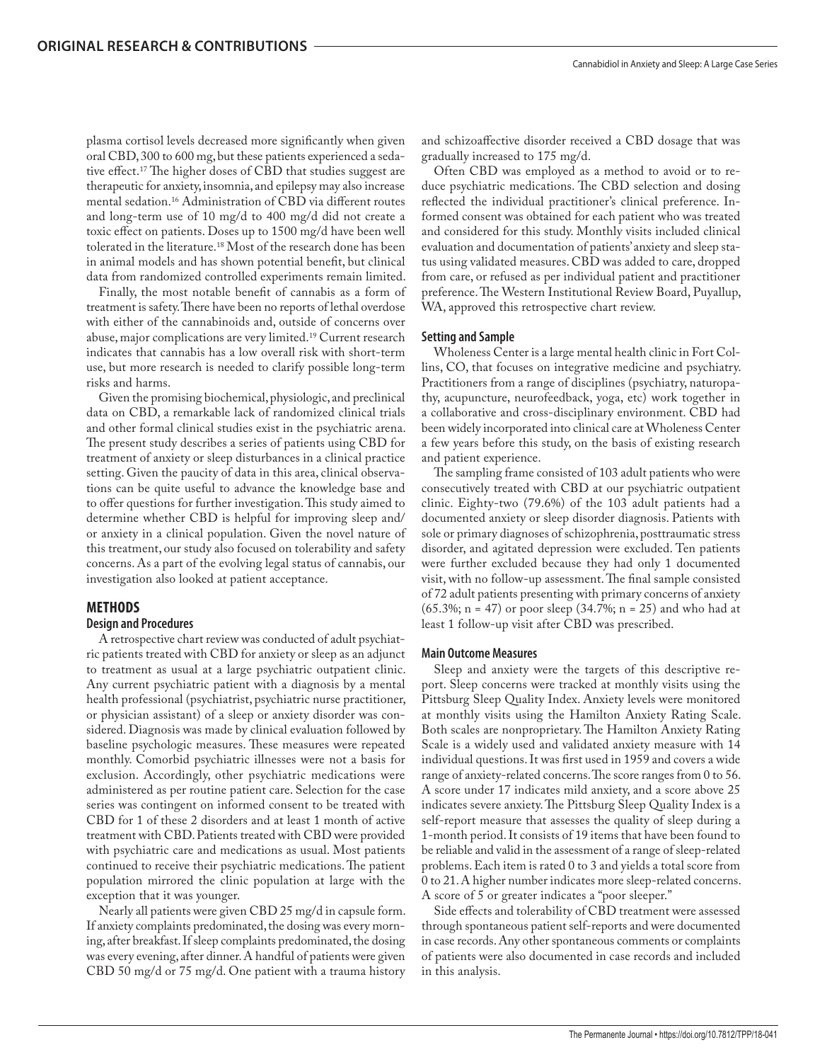plasma cortisol levels decreased more significantly when given oral CBD, 300 to 600 mg, but these patients experienced a sedative effect.[17] The higher doses of CBD that studies suggest are therapeutic for anxiety, insomnia, and epilepsy may also increase mental sedation.[16] Administration of CBD via different routes and long-term use of 10 mg/d to 400 mg/d did not create a toxic effect on patients. Doses up to 1500 mg/d have been well tolerated in the literature.[18] Most of the research done has been in animal models and has shown potential benefit, but clinical data from randomized controlled experiments remain limited.

Finally, the most notable benefit of cannabis as a form of treatment is safety. There have been no reports of lethal overdose with either of the cannabinoids and, outside of concerns over abuse, major complications are very limited.[19] Current research indicates that cannabis has a low overall risk with short-term use, but more research is needed to clarify possible long-term risks and harms.

Given the promising biochemical, physiologic, and preclinical data on CBD, a remarkable lack of randomized clinical trials and other formal clinical studies exist in the psychiatric arena. The present study describes a series of patients using CBD for treatment of anxiety or sleep disturbances in a clinical practice setting. Given the paucity of data in this area, clinical observations can be quite useful to advance the knowledge base and to offer questions for further investigation. This study aimed to determine whether CBD is helpful for improving sleep and/or anxiety in a clinical population. Given the novel nature of this treatment, our study also focused on tolerability and safety concerns. As a part of the evolving legal status of cannabis, our investigation also looked at patient acceptance.

## METHODS

### Design and Procedures

A retrospective chart review was conducted of adult psychiatric patients treated with CBD for anxiety or sleep as an adjunct to treatment as usual at a large psychiatric outpatient clinic. Any current psychiatric patient with a diagnosis by a mental health professional (psychiatrist, psychiatric nurse practitioner, or physician assistant) of a sleep or anxiety disorder was considered. Diagnosis was made by clinical evaluation followed by baseline psychologic measures. These measures were repeated monthly. Comorbid psychiatric illnesses were not a basis for exclusion. Accordingly, other psychiatric medications were administered as per routine patient care. Selection for the case series was contingent on informed consent to be treated with CBD for 1 of these 2 disorders and at least 1 month of active treatment with CBD. Patients treated with CBD were provided with psychiatric care and medications as usual. Most patients continued to receive their psychiatric medications. The patient population mirrored the clinic population at large with the exception that it was younger.

Nearly all patients were given CBD 25 mg/d in capsule form. If anxiety complaints predominated, the dosing was every morning, after breakfast. If sleep complaints predominated, the dosing was every evening, after dinner. A handful of patients were given CBD 50 mg/d or 75 mg/d. One patient with a trauma history and schizoaffective disorder received a CBD dosage that was gradually increased to 175 mg/d.

Often CBD was employed as a method to avoid or to reduce psychiatric medications. The CBD selection and dosing reflected the individual practitioner's clinical preference. Informed consent was obtained for each patient who was treated and considered for this study. Monthly visits included clinical evaluation and documentation of patients' anxiety and sleep status using validated measures. CBD was added to care, dropped from care, or refused as per individual patient and practitioner preference. The Western Institutional Review Board, Puyallup, WA, approved this retrospective chart review.

### Setting and Sample

Wholeness Center is a large mental health clinic in Fort Collins, CO, that focuses on integrative medicine and psychiatry. Practitioners from a range of disciplines (psychiatry, naturopathy, acupuncture, neurofeedback, yoga, etc) work together in a collaborative and cross-disciplinary environment. CBD had been widely incorporated into clinical care at Wholeness Center a few years before this study, on the basis of existing research and patient experience.

The sampling frame consisted of 103 adult patients who were consecutively treated with CBD at our psychiatric outpatient clinic. Eighty-two (79.6%) of the 103 adult patients had a documented anxiety or sleep disorder diagnosis. Patients with sole or primary diagnoses of schizophrenia, posttraumatic stress disorder, and agitated depression were excluded. Ten patients were further excluded because they had only 1 documented visit, with no follow-up assessment. The final sample consisted of 72 adult patients presenting with primary concerns of anxiety (65.3%; n = 47) or poor sleep (34.7%; n = 25) and who had at least 1 follow-up visit after CBD was prescribed.

### Main Outcome Measures

Sleep and anxiety were the targets of this descriptive report. Sleep concerns were tracked at monthly visits using the Pittsburg Sleep Quality Index. Anxiety levels were monitored at monthly visits using the Hamilton Anxiety Rating Scale. Both scales are nonproprietary. The Hamilton Anxiety Rating Scale is a widely used and validated anxiety measure with 14 individual questions. It was first used in 1959 and covers a wide range of anxiety-related concerns. The score ranges from 0 to 56. A score under 17 indicates mild anxiety, and a score above 25 indicates severe anxiety. The Pittsburg Sleep Quality Index is a self-report measure that assesses the quality of sleep during a 1-month period. It consists of 19 items that have been found to be reliable and valid in the assessment of a range of sleep-related problems. Each item is rated 0 to 3 and yields a total score from 0 to 21. A higher number indicates more sleep-related concerns. A score of 5 or greater indicates a "poor sleeper."

Side effects and tolerability of CBD treatment were assessed through spontaneous patient self-reports and were documented in case records. Any other spontaneous comments or complaints of patients were also documented in case records and included in this analysis.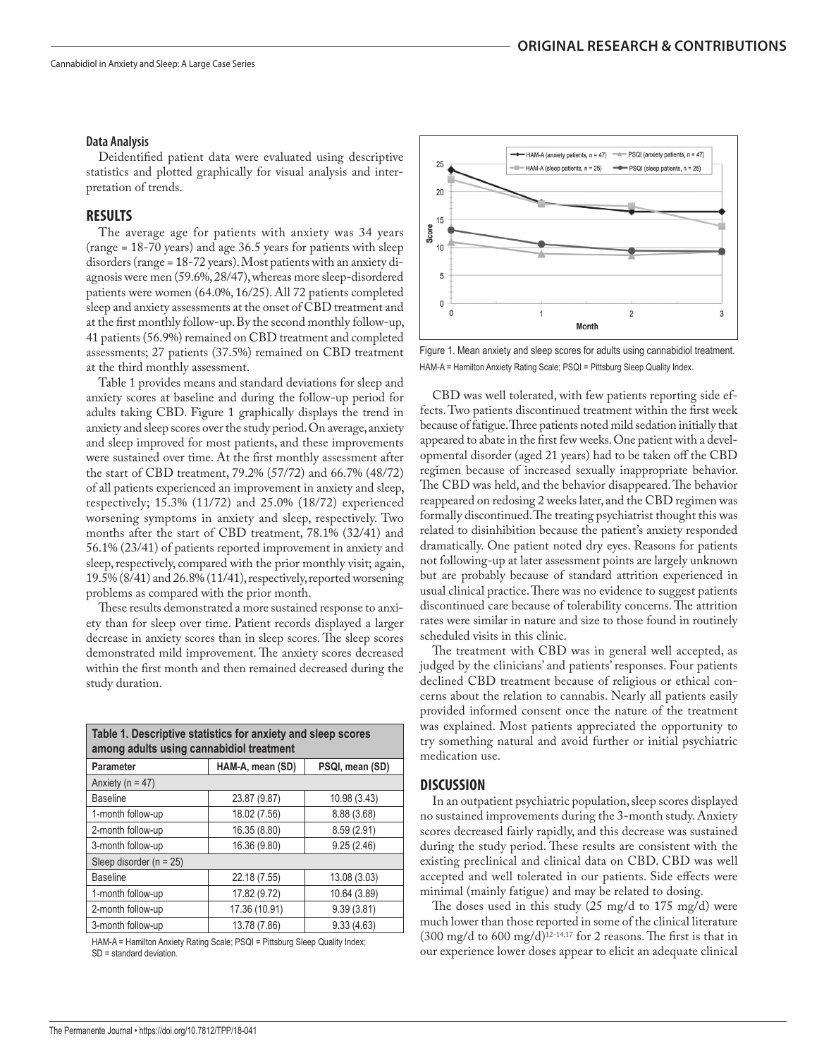### Data Analysis

Deidentified patient data were evaluated using descriptive statistics and plotted graphically for visual analysis and interpretation of trends.

## RESULTS

The average age for patients with anxiety was 34 years (range = 18-70 years) and age 36.5 years for patients with sleep disorders (range = 18-72 years). Most patients with an anxiety diagnosis were men (59.6%, 28/47), whereas more sleep-disordered patients were women (64.0%, 16/25). All 72 patients completed sleep and anxiety assessments at the onset of CBD treatment and at the first monthly follow-up. By the second monthly follow-up, 41 patients (56.9%) remained on CBD treatment and completed assessments; 27 patients (37.5%) remained on CBD treatment at the third monthly assessment.

Table 1 provides means and standard deviations for sleep and anxiety scores at baseline and during the follow-up period for adults taking CBD. Figure 1 graphically displays the trend in anxiety and sleep scores over the study period. On average, anxiety and sleep improved for most patients, and these improvements were sustained over time. At the first monthly assessment after the start of CBD treatment, 79.2% (57/72) and 66.7% (48/72) of all patients experienced an improvement in anxiety and sleep, respectively; 15.3% (11/72) and 25.0% (18/72) experienced worsening symptoms in anxiety and sleep, respectively. Two months after the start of CBD treatment, 78.1% (32/41) and 56.1% (23/41) of patients reported improvement in anxiety and sleep, respectively, compared with the prior monthly visit; again, 19.5% (8/41) and 26.8% (11/41), respectively, reported worsening problems as compared with the prior month.

These results demonstrated a more sustained response to anxiety than for sleep over time. Patient records displayed a larger decrease in anxiety scores than in sleep scores. The sleep scores demonstrated mild improvement. The anxiety scores decreased within the first month and then remained decreased during the study duration.

**Table 1. Descriptive statistics for anxiety and sleep scores among adults using cannabidiol treatment**

| Parameter | HAM-A, mean (SD) | PSQI, mean (SD) |
|---|---|---|
| Anxiety (n = 47) | | |
| Baseline | 23.87 (9.87) | 10.98 (3.43) |
| 1-month follow-up | 18.02 (7.56) | 8.88 (3.68) |
| 2-month follow-up | 16.35 (8.80) | 8.59 (2.91) |
| 3-month follow-up | 16.36 (9.80) | 9.25 (2.46) |
| Sleep disorder (n = 25) | | |
| Baseline | 22.18 (7.55) | 13.08 (3.03) |
| 1-month follow-up | 17.82 (9.72) | 10.64 (3.89) |
| 2-month follow-up | 17.36 (10.91) | 9.39 (3.81) |
| 3-month follow-up | 13.78 (7.86) | 9.33 (4.63) |

HAM-A = Hamilton Anxiety Rating Scale; PSQI = Pittsburg Sleep Quality Index; SD = standard deviation.

Figure 1. Mean anxiety and sleep scores for adults using cannabidiol treatment.
HAM-A = Hamilton Anxiety Rating Scale; PSQI = Pittsburg Sleep Quality Index.

CBD was well tolerated, with few patients reporting side effects. Two patients discontinued treatment within the first week because of fatigue. Three patients noted mild sedation initially that appeared to abate in the first few weeks. One patient with a developmental disorder (aged 21 years) had to be taken off the CBD regimen because of increased sexually inappropriate behavior. The CBD was held, and the behavior disappeared. The behavior reappeared on redosing 2 weeks later, and the CBD regimen was formally discontinued. The treating psychiatrist thought this was related to disinhibition because the patient's anxiety responded dramatically. One patient noted dry eyes. Reasons for patients not following-up at later assessment points are largely unknown but are probably because of standard attrition experienced in usual clinical practice. There was no evidence to suggest patients discontinued care because of tolerability concerns. The attrition rates were similar in nature and size to those found in routinely scheduled visits in this clinic.

The treatment with CBD was in general well accepted, as judged by the clinicians' and patients' responses. Four patients declined CBD treatment because of religious or ethical concerns about the relation to cannabis. Nearly all patients easily provided informed consent once the nature of the treatment was explained. Most patients appreciated the opportunity to try something natural and avoid further or initial psychiatric medication use.

## DISCUSSION

In an outpatient psychiatric population, sleep scores displayed no sustained improvements during the 3-month study. Anxiety scores decreased fairly rapidly, and this decrease was sustained during the study period. These results are consistent with the existing preclinical and clinical data on CBD. CBD was well accepted and well tolerated in our patients. Side effects were minimal (mainly fatigue) and may be related to dosing.

The doses used in this study (25 mg/d to 175 mg/d) were much lower than those reported in some of the clinical literature (300 mg/d to 600 mg/d)[12-14,17] for 2 reasons. The first is that in our experience lower doses appear to elicit an adequate clinical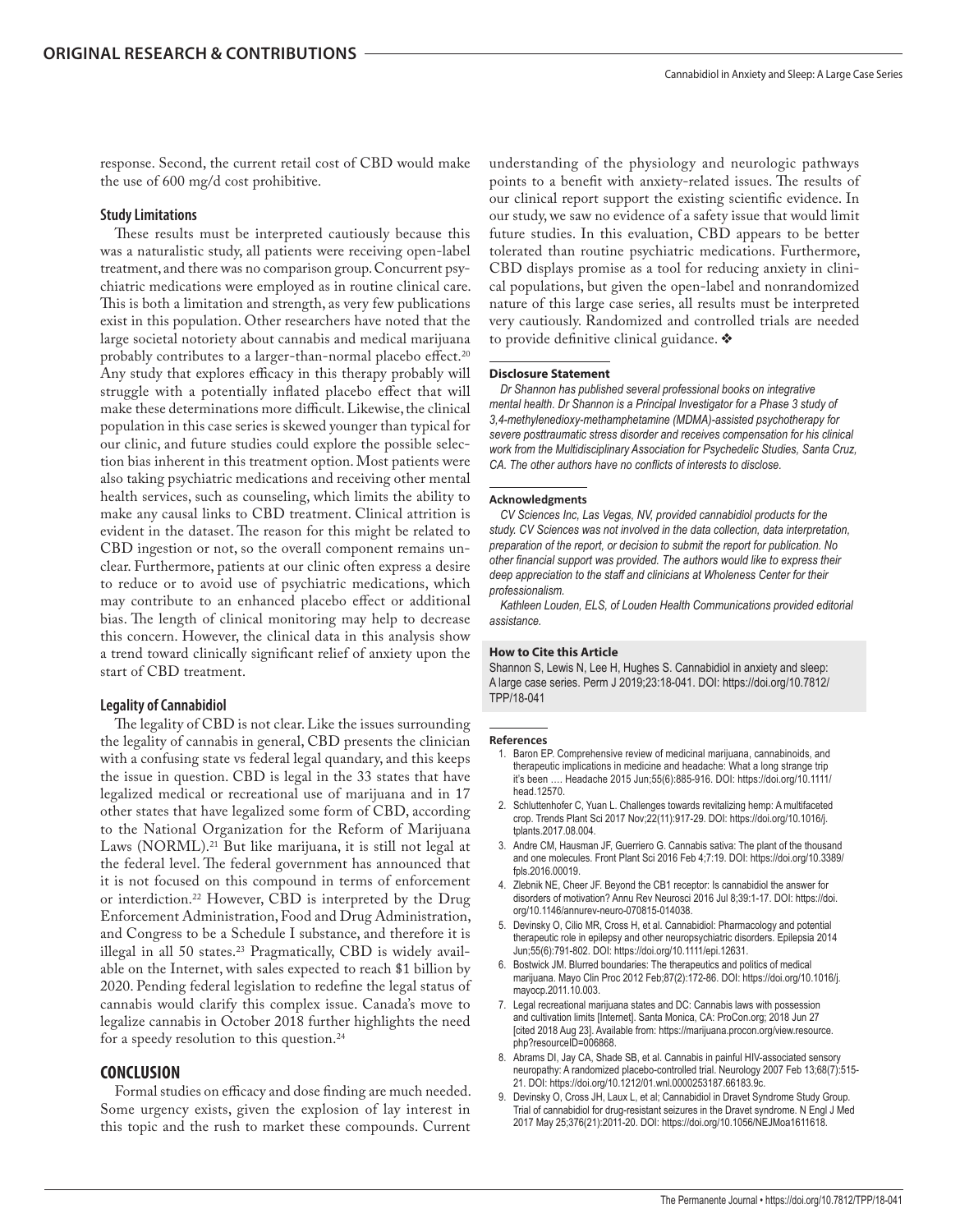response. Second, the current retail cost of CBD would make the use of 600 mg/d cost prohibitive.

### Study Limitations

These results must be interpreted cautiously because this was a naturalistic study, all patients were receiving open-label treatment, and there was no comparison group. Concurrent psychiatric medications were employed as in routine clinical care. This is both a limitation and strength, as very few publications exist in this population. Other researchers have noted that the large societal notoriety about cannabis and medical marijuana probably contributes to a larger-than-normal placebo effect.[20] Any study that explores efficacy in this therapy probably will struggle with a potentially inflated placebo effect that will make these determinations more difficult. Likewise, the clinical population in this case series is skewed younger than typical for our clinic, and future studies could explore the possible selection bias inherent in this treatment option. Most patients were also taking psychiatric medications and receiving other mental health services, such as counseling, which limits the ability to make any causal links to CBD treatment. Clinical attrition is evident in the dataset. The reason for this might be related to CBD ingestion or not, so the overall component remains unclear. Furthermore, patients at our clinic often express a desire to reduce or to avoid use of psychiatric medications, which may contribute to an enhanced placebo effect or additional bias. The length of clinical monitoring may help to decrease this concern. However, the clinical data in this analysis show a trend toward clinically significant relief of anxiety upon the start of CBD treatment.

### Legality of Cannabidiol

The legality of CBD is not clear. Like the issues surrounding the legality of cannabis in general, CBD presents the clinician with a confusing state vs federal legal quandary, and this keeps the issue in question. CBD is legal in the 33 states that have legalized medical or recreational use of marijuana and in 17 other states that have legalized some form of CBD, according to the National Organization for the Reform of Marijuana Laws (NORML).[21] But like marijuana, it is still not legal at the federal level. The federal government has announced that it is not focused on this compound in terms of enforcement or interdiction.[22] However, CBD is interpreted by the Drug Enforcement Administration, Food and Drug Administration, and Congress to be a Schedule I substance, and therefore it is illegal in all 50 states.[23] Pragmatically, CBD is widely available on the Internet, with sales expected to reach $1 billion by 2020. Pending federal legislation to redefine the legal status of cannabis would clarify this complex issue. Canada's move to legalize cannabis in October 2018 further highlights the need for a speedy resolution to this question.[24]

## CONCLUSION

Formal studies on efficacy and dose finding are much needed. Some urgency exists, given the explosion of lay interest in this topic and the rush to market these compounds. Current understanding of the physiology and neurologic pathways points to a benefit with anxiety-related issues. The results of our clinical report support the existing scientific evidence. In our study, we saw no evidence of a safety issue that would limit future studies. In this evaluation, CBD appears to be better tolerated than routine psychiatric medications. Furthermore, CBD displays promise as a tool for reducing anxiety in clinical populations, but given the open-label and nonrandomized nature of this large case series, all results must be interpreted very cautiously. Randomized and controlled trials are needed to provide definitive clinical guidance. ❖

#### Disclosure Statement

*Dr Shannon has published several professional books on integrative mental health. Dr Shannon is a Principal Investigator for a Phase 3 study of 3,4-methylenedioxy-methamphetamine (MDMA)-assisted psychotherapy for severe posttraumatic stress disorder and receives compensation for his clinical work from the Multidisciplinary Association for Psychedelic Studies, Santa Cruz, CA. The other authors have no conflicts of interests to disclose.*

#### Acknowledgments

*CV Sciences Inc, Las Vegas, NV, provided cannabidiol products for the study. CV Sciences was not involved in the data collection, data interpretation, preparation of the report, or decision to submit the report for publication. No other financial support was provided. The authors would like to express their deep appreciation to the staff and clinicians at Wholeness Center for their professionalism.*

*Kathleen Louden, ELS, of Louden Health Communications provided editorial assistance.*

#### How to Cite this Article

Shannon S, Lewis N, Lee H, Hughes S. Cannabidiol in anxiety and sleep: A large case series. Perm J 2019;23:18-041. DOI: https://doi.org/10.7812/TPP/18-041

#### References

1. Baron EP. Comprehensive review of medicinal marijuana, cannabinoids, and therapeutic implications in medicine and headache: What a long strange trip it's been .... Headache 2015 Jun;55(6):885-916. DOI: https://doi.org/10.1111/head.12570.
2. Schluttenhofer C, Yuan L. Challenges towards revitalizing hemp: A multifaceted crop. Trends Plant Sci 2017 Nov;22(11):917-29. DOI: https://doi.org/10.1016/j.tplants.2017.08.004.
3. Andre CM, Hausman JF, Guerriero G. Cannabis sativa: The plant of the thousand and one molecules. Front Plant Sci 2016 Feb 4;7:19. DOI: https://doi.org/10.3389/fpls.2016.00019.
4. Zlebnik NE, Cheer JF. Beyond the CB1 receptor: Is cannabidiol the answer for disorders of motivation? Annu Rev Neurosci 2016 Jul 8;39:1-17. DOI: https://doi.org/10.1146/annurev-neuro-070815-014038.
5. Devinsky O, Cilio MR, Cross H, et al. Cannabidiol: Pharmacology and potential therapeutic role in epilepsy and other neuropsychiatric disorders. Epilepsia 2014 Jun;55(6):791-802. DOI: https://doi.org/10.1111/epi.12631.
6. Bostwick JM. Blurred boundaries: The therapeutics and politics of medical marijuana. Mayo Clin Proc 2012 Feb;87(2):172-86. DOI: https://doi.org/10.1016/j.mayocp.2011.10.003.
7. Legal recreational marijuana states and DC: Cannabis laws with possession and cultivation limits [Internet]. Santa Monica, CA: ProCon.org; 2018 Jun 27 [cited 2018 Aug 23]. Available from: https://marijuana.procon.org/view.resource.php?resourceID=006868.
8. Abrams DI, Jay CA, Shade SB, et al. Cannabis in painful HIV-associated sensory neuropathy: A randomized placebo-controlled trial. Neurology 2007 Feb 13;68(7):515-21. DOI: https://doi.org/10.1212/01.wnl.0000253187.66183.9c.
9. Devinsky O, Cross JH, Laux L, et al; Cannabidiol in Dravet Syndrome Study Group. Trial of cannabidiol for drug-resistant seizures in the Dravet syndrome. N Engl J Med 2017 May 25;376(21):2011-20. DOI: https://doi.org/10.1056/NEJMoa1611618.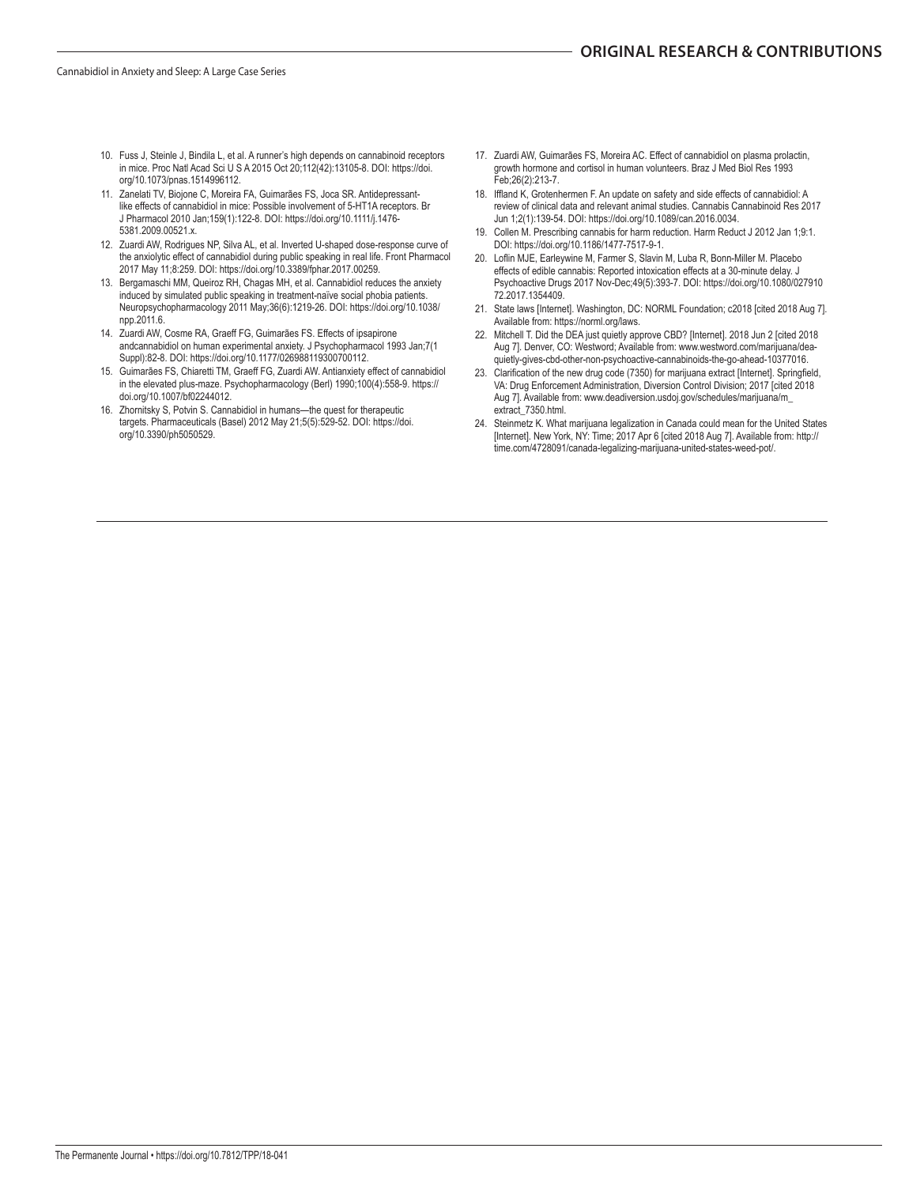10. Fuss J, Steinle J, Bindila L, et al. A runner's high depends on cannabinoid receptors in mice. Proc Natl Acad Sci U S A 2015 Oct 20;112(42):13105-8. DOI: https://doi.org/10.1073/pnas.1514996112.
11. Zanelati TV, Biojone C, Moreira FA, Guimarães FS, Joca SR. Antidepressant-like effects of cannabidiol in mice: Possible involvement of 5-HT1A receptors. Br J Pharmacol 2010 Jan;159(1):122-8. DOI: https://doi.org/10.1111/j.1476-5381.2009.00521.x.
12. Zuardi AW, Rodrigues NP, Silva AL, et al. Inverted U-shaped dose-response curve of the anxiolytic effect of cannabidiol during public speaking in real life. Front Pharmacol 2017 May 11;8:259. DOI: https://doi.org/10.3389/fphar.2017.00259.
13. Bergamaschi MM, Queiroz RH, Chagas MH, et al. Cannabidiol reduces the anxiety induced by simulated public speaking in treatment-naïve social phobia patients. Neuropsychopharmacology 2011 May;36(6):1219-26. DOI: https://doi.org/10.1038/npp.2011.6.
14. Zuardi AW, Cosme RA, Graeff FG, Guimarães FS. Effects of ipsapirone andcannabidiol on human experimental anxiety. J Psychopharmacol 1993 Jan;7(1 Suppl):82-8. DOI: https://doi.org/10.1177/026988119300700112.
15. Guimarães FS, Chiaretti TM, Graeff FG, Zuardi AW. Antianxiety effect of cannabidiol in the elevated plus-maze. Psychopharmacology (Berl) 1990;100(4):558-9. https://doi.org/10.1007/bf02244012.
16. Zhornitsky S, Potvin S. Cannabidiol in humans—the quest for therapeutic targets. Pharmaceuticals (Basel) 2012 May 21;5(5):529-52. DOI: https://doi.org/10.3390/ph5050529.
17. Zuardi AW, Guimarães FS, Moreira AC. Effect of cannabidiol on plasma prolactin, growth hormone and cortisol in human volunteers. Braz J Med Biol Res 1993 Feb;26(2):213-7.
18. Iffland K, Grotenhermen F. An update on safety and side effects of cannabidiol: A review of clinical data and relevant animal studies. Cannabis Cannabinoid Res 2017 Jun 1;2(1):139-54. DOI: https://doi.org/10.1089/can.2016.0034.
19. Collen M. Prescribing cannabis for harm reduction. Harm Reduct J 2012 Jan 1;9:1. DOI: https://doi.org/10.1186/1477-7517-9-1.
20. Loflin MJE, Earleywine M, Farmer S, Slavin M, Luba R, Bonn-Miller M. Placebo effects of edible cannabis: Reported intoxication effects at a 30-minute delay. J Psychoactive Drugs 2017 Nov-Dec;49(5):393-7. DOI: https://doi.org/10.1080/02791072.2017.1354409.
21. State laws [Internet]. Washington, DC: NORML Foundation; c2018 [cited 2018 Aug 7]. Available from: https://norml.org/laws.
22. Mitchell T. Did the DEA just quietly approve CBD? [Internet]. 2018 Jun 2 [cited 2018 Aug 7]. Denver, CO: Westword; Available from: www.westword.com/marijuana/dea-quietly-gives-cbd-other-non-psychoactive-cannabinoids-the-go-ahead-10377016.
23. Clarification of the new drug code (7350) for marijuana extract [Internet]. Springfield, VA: Drug Enforcement Administration, Diversion Control Division; 2017 [cited 2018 Aug 7]. Available from: www.deadiversion.usdoj.gov/schedules/marijuana/m_extract_7350.html.
24. Steinmetz K. What marijuana legalization in Canada could mean for the United States [Internet]. New York, NY: Time; 2017 Apr 6 [cited 2018 Aug 7]. Available from: http://time.com/4728091/canada-legalizing-marijuana-united-states-weed-pot/.